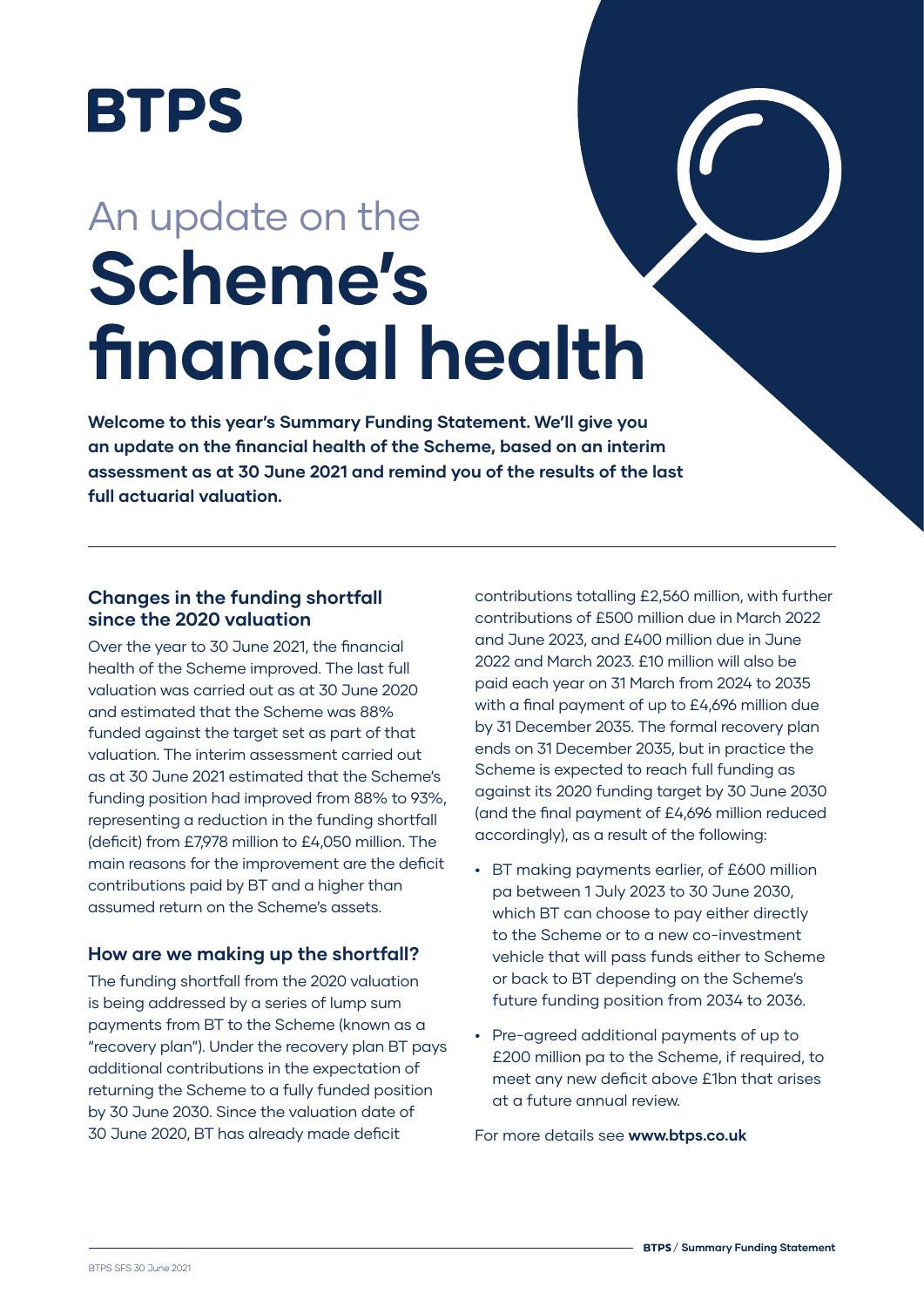# BTPS

An update on the

# Scheme's financial health

**Welcome to this year's Summary Funding Statement. We'll give you an update on the financial health of the Scheme, based on an interim assessment as at 30 June 2021 and remind you of the results of the last full actuarial valuation.**

## Changes in the funding shortfall since the 2020 valuation

Over the year to 30 June 2021, the financial health of the Scheme improved. The last full valuation was carried out as at 30 June 2020 and estimated that the Scheme was 88% funded against the target set as part of that valuation. The interim assessment carried out as at 30 June 2021 estimated that the Scheme's funding position had improved from 88% to 93%, representing a reduction in the funding shortfall (deficit) from £7,978 million to £4,050 million. The main reasons for the improvement are the deficit contributions paid by BT and a higher than assumed return on the Scheme's assets.

## How are we making up the shortfall?

The funding shortfall from the 2020 valuation is being addressed by a series of lump sum payments from BT to the Scheme (known as a "recovery plan"). Under the recovery plan BT pays additional contributions in the expectation of returning the Scheme to a fully funded position by 30 June 2030. Since the valuation date of 30 June 2020, BT has already made deficit contributions totalling £2,560 million, with further contributions of £500 million due in March 2022 and June 2023, and £400 million due in June 2022 and March 2023. £10 million will also be paid each year on 31 March from 2024 to 2035 with a final payment of up to £4,696 million due by 31 December 2035. The formal recovery plan ends on 31 December 2035, but in practice the Scheme is expected to reach full funding as against its 2020 funding target by 30 June 2030 (and the final payment of £4,696 million reduced accordingly), as a result of the following:

- BT making payments earlier, of £600 million pa between 1 July 2023 to 30 June 2030, which BT can choose to pay either directly to the Scheme or to a new co-investment vehicle that will pass funds either to Scheme or back to BT depending on the Scheme's future funding position from 2034 to 2036.
- Pre-agreed additional payments of up to £200 million pa to the Scheme, if required, to meet any new deficit above £1bn that arises at a future annual review.

For more details see **www.btps.co.uk**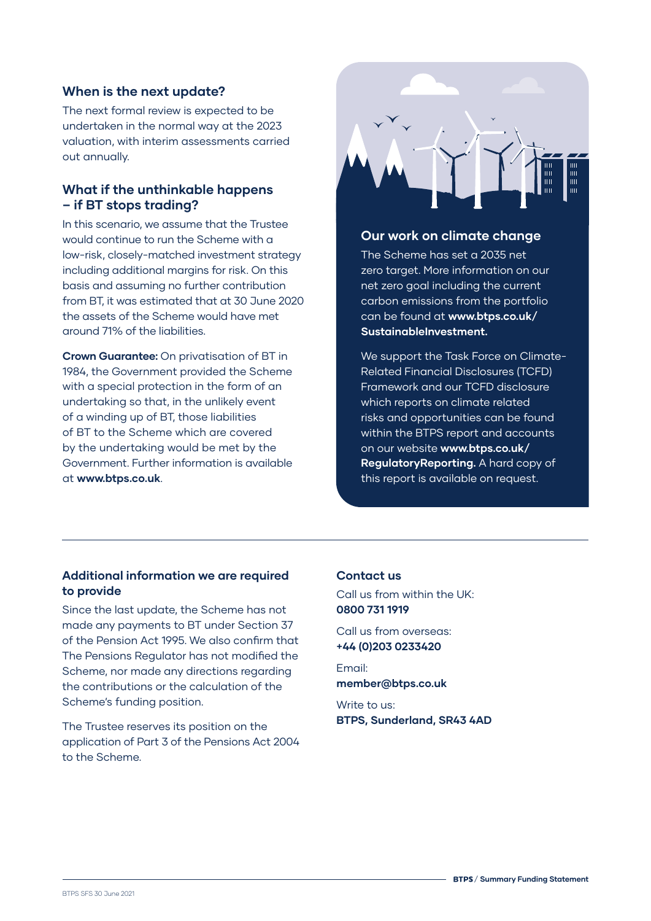## When is the next update?

The next formal review is expected to be undertaken in the normal way at the 2023 valuation, with interim assessments carried out annually.

## What if the unthinkable happens – if BT stops trading?

In this scenario, we assume that the Trustee would continue to run the Scheme with a low-risk, closely-matched investment strategy including additional margins for risk. On this basis and assuming no further contribution from BT, it was estimated that at 30 June 2020 the assets of the Scheme would have met around 71% of the liabilities.

**Crown Guarantee:** On privatisation of BT in 1984, the Government provided the Scheme with a special protection in the form of an undertaking so that, in the unlikely event of a winding up of BT, those liabilities of BT to the Scheme which are covered by the undertaking would be met by the Government. Further information is available at **www.btps.co.uk**.

## Our work on climate change

The Scheme has set a 2035 net zero target. More information on our net zero goal including the current carbon emissions from the portfolio can be found at **www.btps.co.uk/SustainableInvestment.**

We support the Task Force on Climate-Related Financial Disclosures (TCFD) Framework and our TCFD disclosure which reports on climate related risks and opportunities can be found within the BTPS report and accounts on our website **www.btps.co.uk/RegulatoryReporting.** A hard copy of this report is available on request.

## Additional information we are required to provide

Since the last update, the Scheme has not made any payments to BT under Section 37 of the Pension Act 1995. We also confirm that The Pensions Regulator has not modified the Scheme, nor made any directions regarding the contributions or the calculation of the Scheme's funding position.

The Trustee reserves its position on the application of Part 3 of the Pensions Act 2004 to the Scheme.

## Contact us

Call us from within the UK:
**0800 731 1919**

Call us from overseas:
**+44 (0)203 0233420**

Email:
**member@btps.co.uk**

Write to us:
**BTPS, Sunderland, SR43 4AD**